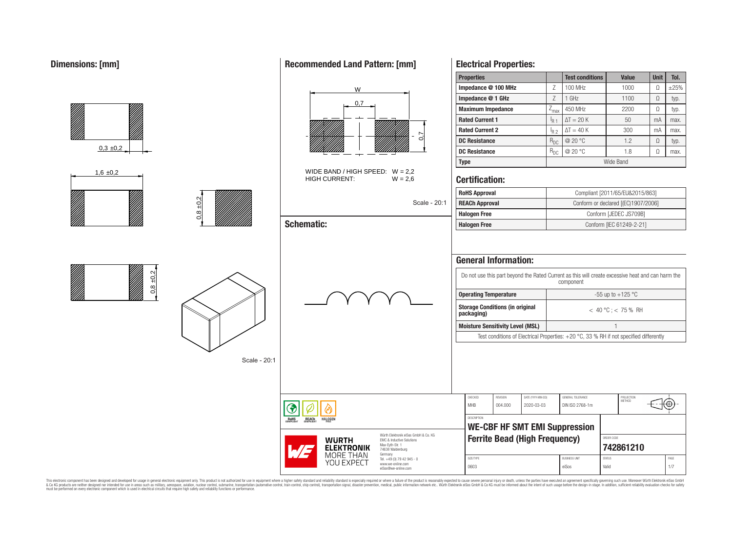## Dimensions: [mm]

0,3 ±0,2

1,6 ±0,2

0,8 ±0,2

0,8 ±0,2

Scale - 20:1

## Recommended Land Pattern: [mm]

W

0,7

0,7

WIDE BAND / HIGH SPEED: W = 2,2
HIGH CURRENT: W = 2,6

Scale - 20:1

## Schematic:

## Electrical Properties:

| Properties | | Test conditions | Value | Unit | Tol. |
|---|---|---|---|---|---|
| Impedance @ 100 MHz | $Z$ | 100 MHz | 1000 | Ω | ±25% |
| Impedance @ 1 GHz | $Z$ | 1 GHz | 1100 | Ω | typ. |
| Maximum Impedance | $Z_{max}$ | 450 MHz | 2200 | Ω | typ. |
| Rated Current 1 | $I_{R\,1}$ | $\Delta T = 20$ K | 50 | mA | max. |
| Rated Current 2 | $I_{R\,2}$ | $\Delta T = 40$ K | 300 | mA | max. |
| DC Resistance | $R_{DC}$ | @ 20 °C | 1.2 | Ω | typ. |
| DC Resistance | $R_{DC}$ | @ 20 °C | 1.8 | Ω | max. |
| Type | | Wide Band | | | |

## Certification:

| | |
|---|---|
| RoHS Approval | Compliant [2011/65/EU&2015/863] |
| REACh Approval | Conform or declared [(EC)1907/2006] |
| Halogen Free | Conform [JEDEC JS709B] |
| Halogen Free | Conform [IEC 61249-2-21] |

## General Information:

Do not use this part beyond the Rated Current as this will create excessive heat and can harm the component

| | |
|---|---|
| Operating Temperature | -55 up to +125 °C |
| Storage Conditions (in original packaging) | < 40 °C ; < 75 % RH |
| Moisture Sensitivity Level (MSL) | 1 |

Test conditions of Electrical Properties: +20 °C, 33 % RH if not specified differently

| CHECKED | REVISION | DATE (YYYY-MM-DD) | GENERAL TOLERANCE | PROJECTION METHOD |
|---|---|---|---|---|
| MHB | 004.000 | 2020-03-03 | DIN ISO 2768-1m | |

DESCRIPTION
**WE-CBF HF SMT EMI Suppression Ferrite Bead (High Frequency)**

ORDER CODE: **742861210**

SIZE/TYPE: 0603 | BUSINESS UNIT: eiSos | STATUS: Valid | PAGE: 1/7

Würth Elektronik eiSos GmbH & Co. KG
EMC & Inductive Solutions
Max-Eyth-Str. 1
74638 Waldenburg
Germany
Tel. +49 (0) 79 42 945 - 0
www.we-online.com
eiSos@we-online.com

WÜRTH ELEKTRONIK MORE THAN YOU EXPECT

This electronic component has been designed and developed for usage in general electronic equipment only. This product is not authorized for use in equipment where a higher safety standard and reliability standard is especially required or where a failure of the product is reasonably expected to cause severe personal injury or death, unless the parties have executed an agreement specifically governing such use. Moreover Würth Elektronik eiSos GmbH & Co KG products are neither designed nor intended for use in areas such as military, aerospace, aviation, nuclear control, submarine, transportation (automotive control, train control, ship control), transportation signal, disaster prevention, medical, public information network etc.. Würth Elektronik eiSos GmbH & Co KG must be informed about the intent of such usage before the design-in stage. In addition, sufficient reliability evaluation checks for safety must be performed on every electronic component which is used in electrical circuits that require high safety and reliability functions or performance.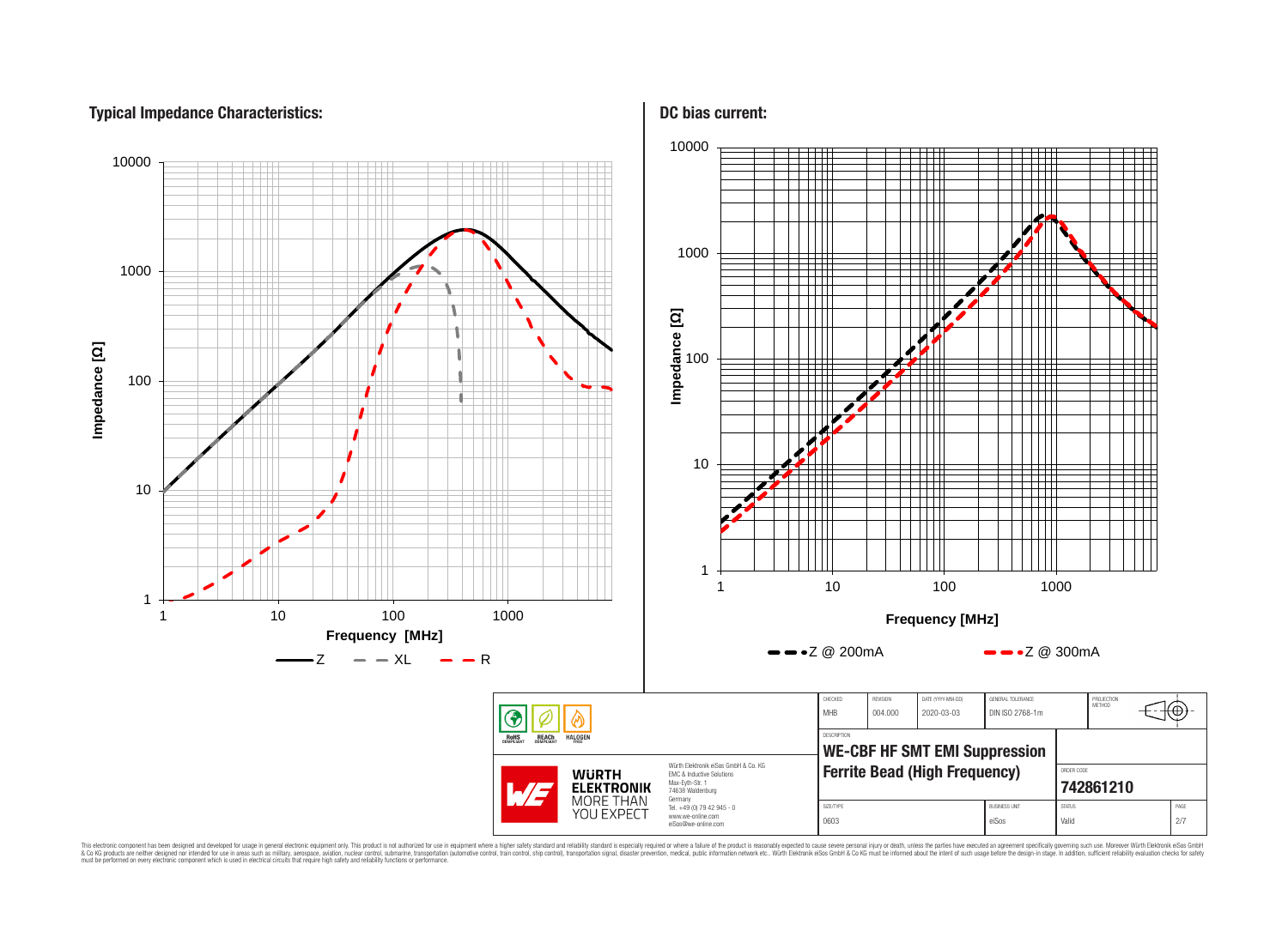## Typical Impedance Characteristics:

Impedance [Ω]

10000
1000
100
10
1

1 10 100 1000

Frequency [MHz]

Z XL R

## DC bias current:

Impedance [Ω]

10000
1000
100
10
1

1 10 100 1000

Frequency [MHz]

Z @ 200mA Z @ 300mA

| CHECKED | REVISION | DATE (YYYY-MM-DD) | GENERAL TOLERANCE | PROJECTION METHOD |
|---|---|---|---|---|
| MHB | 004.000 | 2020-03-03 | DIN ISO 2768-1m | |

DESCRIPTION

**WE-CBF HF SMT EMI Suppression Ferrite Bead (High Frequency)**

ORDER CODE

**742861210**

| SIZE/TYPE | BUSINESS UNIT | STATUS | PAGE |
|---|---|---|---|
| 0603 | eiSos | Valid | 2/7 |

RoHS COMPLIANT REACh COMPLIANT HALOGEN FREE

WÜRTH ELEKTRONIK MORE THAN YOU EXPECT

Würth Elektronik eiSos GmbH & Co. KG
EMC & Inductive Solutions
Max-Eyth-Str. 1
74638 Waldenburg
Germany
Tel. +49 (0) 79 42 945 - 0
www.we-online.com
eiSos@we-online.com

This electronic component has been designed and developed for usage in general electronic equipment only. This product is not authorized for use in equipment where a higher safety standard and reliability standard is especially required or where a failure of the product is reasonably expected to cause severe personal injury or death, unless the parties have executed an agreement specifically governing such use. Moreover Würth Elektronik eiSos GmbH & Co KG products are neither designed nor intended for use in areas such as military, aerospace, aviation, nuclear control, submarine, transportation (automotive control, train control, ship control), transportation signal, disaster prevention, medical, public information network etc.. Würth Elektronik eiSos GmbH & Co KG must be informed about the intent of such usage before the design-in stage. In addition, sufficient reliability evaluation checks for safety must be performed on every electronic component which is used in electrical circuits that require high safety and reliability functions or performance.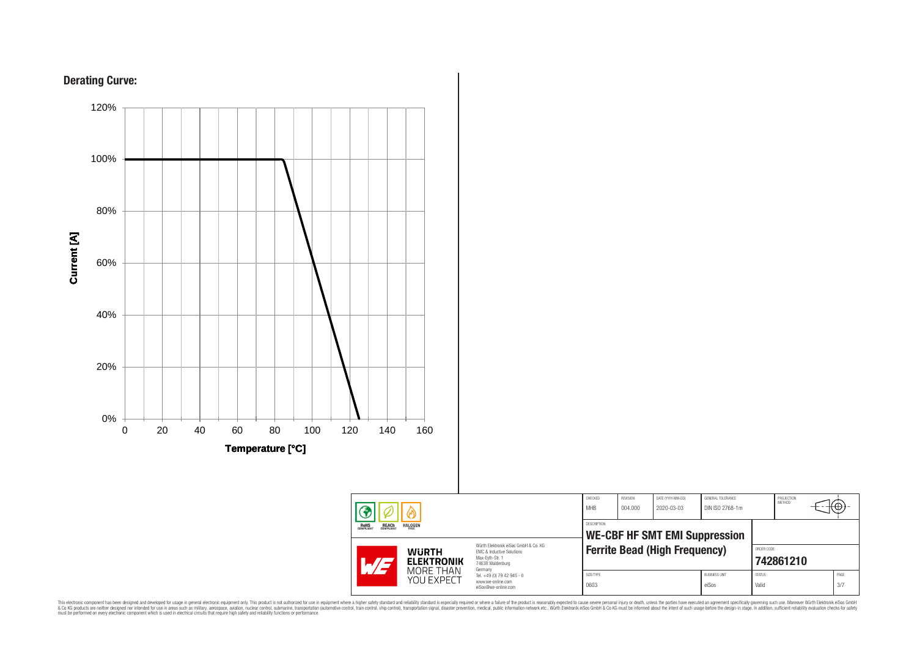## Derating Curve:

Current [A]

120%
100%
80%
60%
40%
20%
0%

0 20 40 60 80 100 120 140 160

Temperature [°C]

| CHECKED | REVISION | DATE (YYYY-MM-DD) | GENERAL TOLERANCE | PROJECTION METHOD |
|---|---|---|---|---|
| MHB | 004.000 | 2020-03-03 | DIN ISO 2768-1m | |

RoHS COMPLIANT · REACh COMPLIANT · HALOGEN FREE

DESCRIPTION

**WE-CBF HF SMT EMI Suppression Ferrite Bead (High Frequency)**

ORDER CODE

**742861210**

WÜRTH ELEKTRONIK MORE THAN YOU EXPECT

Würth Elektronik eiSos GmbH & Co. KG
EMC & Inductive Solutions
Max-Eyth-Str. 1
74638 Waldenburg
Germany
Tel. +49 (0) 79 42 945 - 0
www.we-online.com
eiSos@we-online.com

| SIZE/TYPE | BUSINESS UNIT | STATUS |
|---|---|---|
| 0603 | eiSos | Valid |

This electronic component has been designed and developed for usage in general electronic equipment only. This product is not authorized for use in equipment where a higher safety standard and reliability standard is especially required or where a failure of the product is reasonably expected to cause severe personal injury or death, unless the parties have executed an agreement specifically governing such use. Moreover Würth Elektronik eiSos GmbH & Co KG products are neither designed nor intended for use in areas such as military, aerospace, aviation, nuclear control, submarine, transportation (automotive control, train control, ship control), transportation signal, disaster prevention, medical, public information network etc.. Würth Elektronik eiSos GmbH & Co KG must be informed about the intent of such usage before the design-in stage. In addition, sufficient reliability evaluation checks for safety must be performed on every electronic component which is used in electrical circuits that require high safety and reliability functions or performance.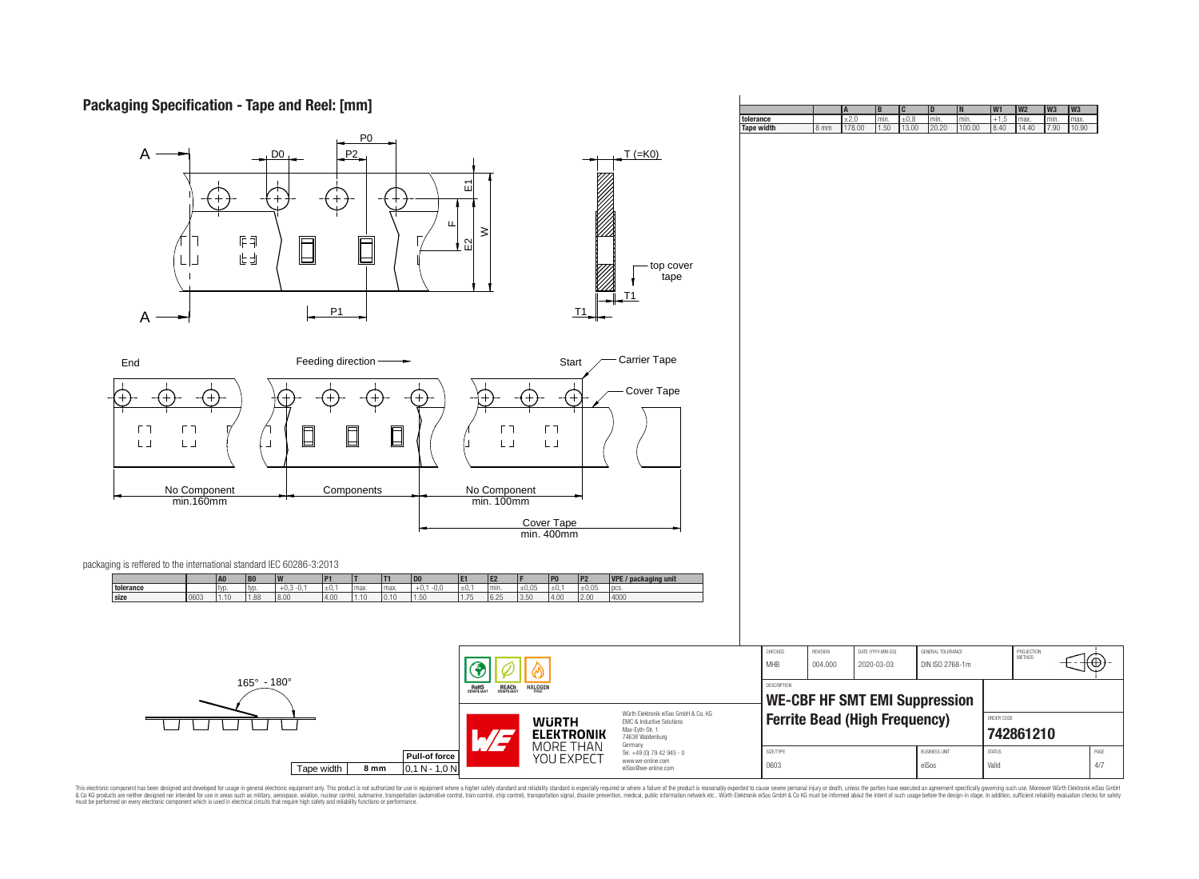## Packaging Specification - Tape and Reel: [mm]

A — D0 — P0 — P2 — E1 — F — W — E2 — T (=K0) — top cover tape — T1 — P1 — A

End — Feeding direction — Start — Carrier Tape — Cover Tape

No Component min.160mm — Components — No Component min. 100mm — Cover Tape min. 400mm

packaging is reffered to the international standard IEC 60286-3:2013

| | | A0 | B0 | W | P1 | T | T1 | D0 | E1 | E2 | F | P0 | P2 | VPE / packaging unit |
|---|---|---|---|---|---|---|---|---|---|---|---|---|---|---|
| tolerance | | typ. | typ. | +0,3 -0,1 | ±0,1 | max. | max. | +0,1 -0,0 | ±0,1 | min. | ±0,05 | ±0,1 | ±0,05 | pcs. |
| size | 0603 | 1.10 | 1.88 | 8.00 | 4.00 | 1.10 | 0.10 | 1.50 | 1.75 | 6.25 | 3.50 | 4.00 | 2.00 | 4000 |

| | | A | B | C | D | N | W1 | W2 | W3 | W3 |
|---|---|---|---|---|---|---|---|---|---|---|
| tolerance | | ±2,0 | min. | ±0,8 | min. | min. | +1,5 | max. | min. | max. |
| Tape width | 8 mm | 178.00 | 1.50 | 13.00 | 20.20 | 100.00 | 8.40 | 14.40 | 7.90 | 10.90 |

165° - 180°

| Tape width | | Pull-of force |
|---|---|---|
| Tape width | 8 mm | 0,1 N - 1,0 N |

| CHECKED | REVISION | DATE (YYYY-MM-DD) | GENERAL TOLERANCE | PROJECTION METHOD |
|---|---|---|---|---|
| MHB | 004.000 | 2020-03-03 | DIN ISO 2768-1m | |

DESCRIPTION: **WE-CBF HF SMT EMI Suppression Ferrite Bead (High Frequency)**

ORDER CODE: **742861210**

| SIZE/TYPE | BUSINESS UNIT | STATUS | PAGE |
|---|---|---|---|
| 0603 | eiSos | Valid | 4/7 |

Würth Elektronik eiSos GmbH & Co. KG
EMC & Inductive Solutions
Max-Eyth-Str. 1
74638 Waldenburg
Germany
Tel. +49 (0) 79 42 945 - 0
www.we-online.com
eiSos@we-online.com

This electronic component has been designed and developed for usage in general electronic equipment only. This product is not authorized for use in equipment where a higher safety standard and reliability standard is especially required or where a failure of the product is reasonably expected to cause severe personal injury or death, unless the parties have executed an agreement specifically governing such use. Moreover Würth Elektronik eiSos GmbH & Co KG products are neither designed nor intended for use in areas such as military, aerospace, aviation, nuclear control, submarine, transportation (automotive control, train control, ship control), transportation signal, disaster prevention, medical, public information network etc.. Würth Elektronik eiSos GmbH & Co KG must be informed about the intent of such usage before the design-in stage. In addition, sufficient reliability evaluation checks for safety must be performed on every electronic component which is used in electrical circuits that require high safety and reliability functions or performance.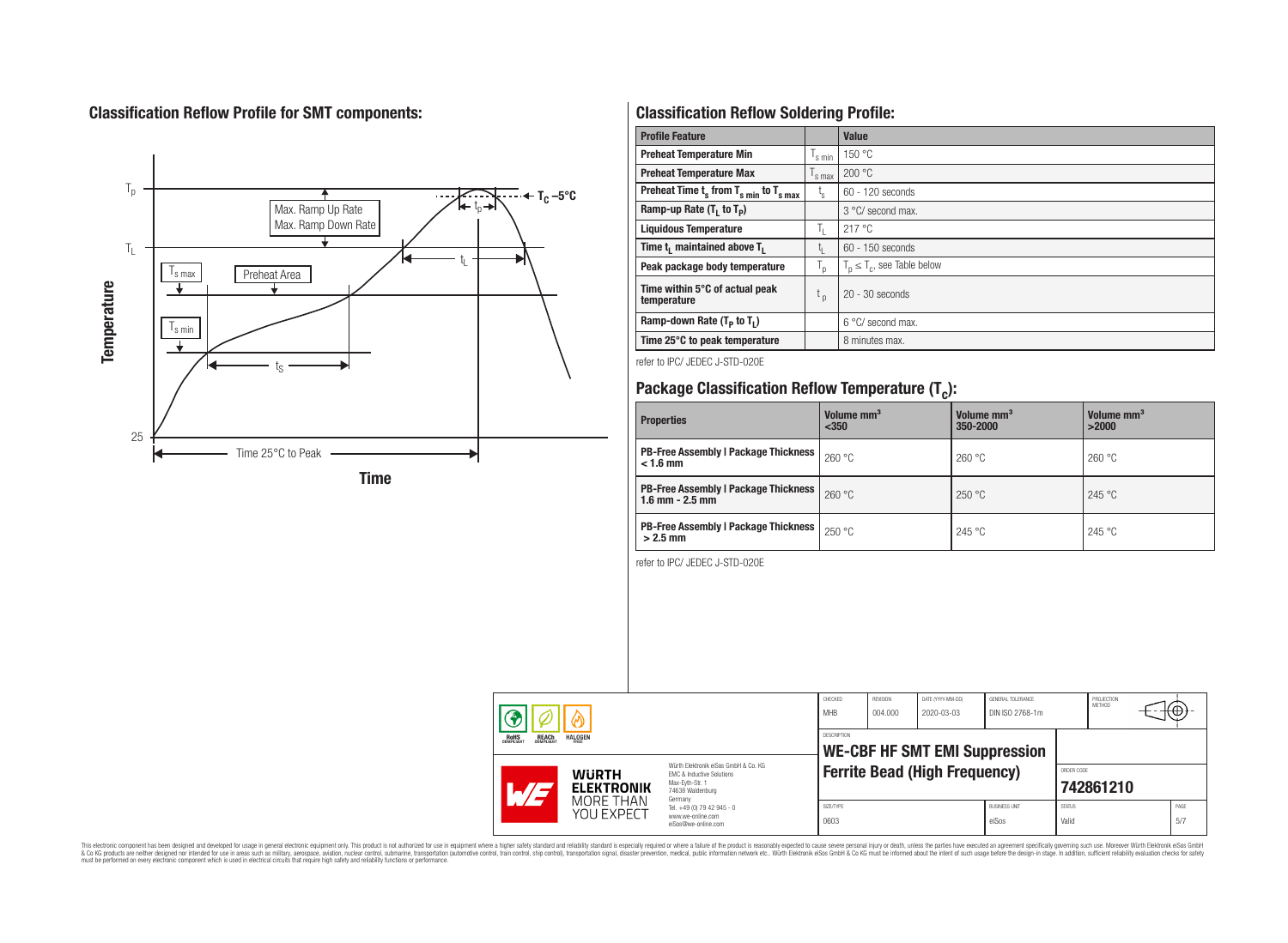## Classification Reflow Profile for SMT components:

## Classification Reflow Soldering Profile:

| Profile Feature | | Value |
|---|---|---|
| Preheat Temperature Min | $T_{s\,min}$ | 150 °C |
| Preheat Temperature Max | $T_{s\,max}$ | 200 °C |
| Preheat Time $t_s$ from $T_{s\,min}$ to $T_{s\,max}$ | $t_s$ | 60 - 120 seconds |
| Ramp-up Rate ($T_L$ to $T_P$) | | 3 °C/ second max. |
| Liquidous Temperature | $T_L$ | 217 °C |
| Time $t_L$ maintained above $T_L$ | $t_L$ | 60 - 150 seconds |
| Peak package body temperature | $T_p$ | $T_p \leq T_c$, see Table below |
| Time within 5°C of actual peak temperature | $t_p$ | 20 - 30 seconds |
| Ramp-down Rate ($T_P$ to $T_L$) | | 6 °C/ second max. |
| Time 25°C to peak temperature | | 8 minutes max. |

refer to IPC/ JEDEC J-STD-020E

## Package Classification Reflow Temperature ($T_c$):

| Properties | Volume mm³ <350 | Volume mm³ 350-2000 | Volume mm³ >2000 |
|---|---|---|---|
| PB-Free Assembly \| Package Thickness < 1.6 mm | 260 °C | 260 °C | 260 °C |
| PB-Free Assembly \| Package Thickness 1.6 mm - 2.5 mm | 260 °C | 250 °C | 245 °C |
| PB-Free Assembly \| Package Thickness > 2.5 mm | 250 °C | 245 °C | 245 °C |

refer to IPC/ JEDEC J-STD-020E

| CHECKED | REVISION | DATE (YYYY-MM-DD) | GENERAL TOLERANCE | PROJECTION METHOD |
|---|---|---|---|---|
| MHB | 004.000 | 2020-03-03 | DIN ISO 2768-1m | |

DESCRIPTION: **WE-CBF HF SMT EMI Suppression Ferrite Bead (High Frequency)**

ORDER CODE: **742861210**

| SIZE/TYPE | BUSINESS UNIT | STATUS | PAGE |
|---|---|---|---|
| 0603 | eiSos | Valid | 5/7 |

Würth Elektronik eiSos GmbH & Co. KG
EMC & Inductive Solutions
Max-Eyth-Str. 1
74638 Waldenburg
Germany
Tel. +49 (0) 79 42 945 - 0
www.we-online.com
eiSos@we-online.com

This electronic component has been designed and developed for usage in general electronic equipment only. This product is not authorized for use in equipment where a higher safety standard and reliability standard is especially required or where a failure of the product is reasonably expected to cause severe personal injury or death, unless the parties have executed an agreement specifically governing such use. Moreover Würth Elektronik eiSos GmbH & Co KG products are neither designed nor intended for use in areas such as military, aerospace, aviation, nuclear control, submarine, transportation (automotive control, train control, ship control), transportation signal, disaster prevention, medical, public information network etc.. Würth Elektronik eiSos GmbH & Co KG must be informed about the intent of such usage before the design-in stage. In addition, sufficient reliability evaluation checks for safety must be performed on every electronic component which is used in electrical circuits that require high safety and reliability functions or performance.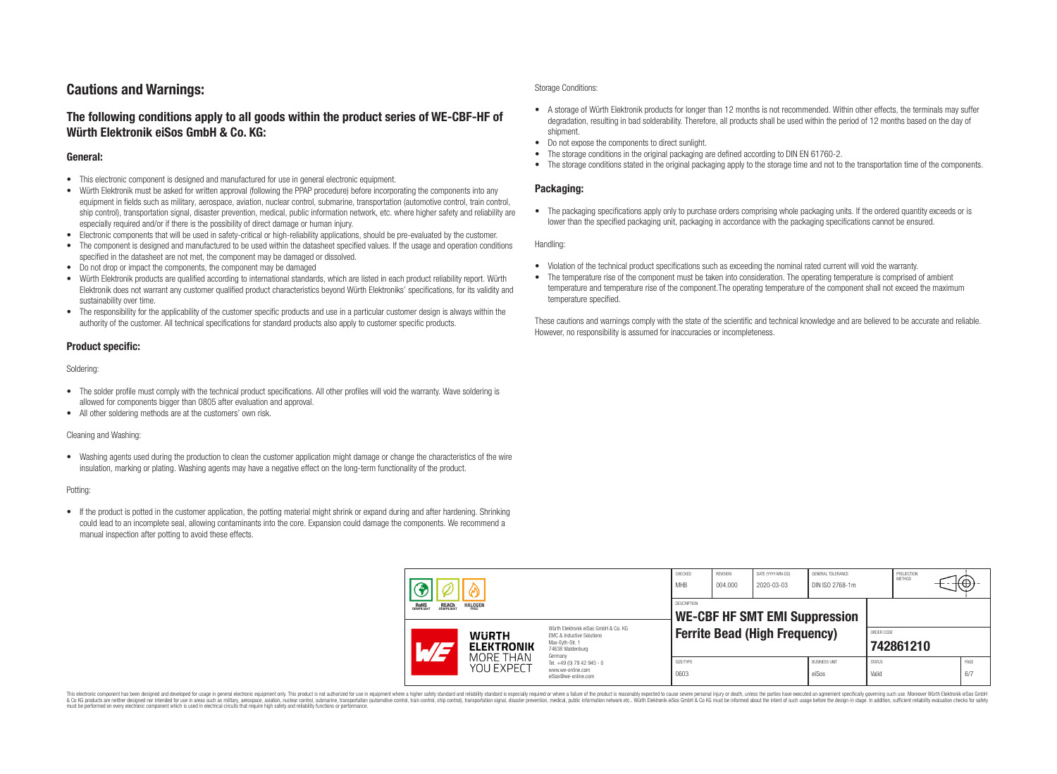# Cautions and Warnings:

## The following conditions apply to all goods within the product series of WE-CBF-HF of Würth Elektronik eiSos GmbH & Co. KG:

### General:

- This electronic component is designed and manufactured for use in general electronic equipment.
- Würth Elektronik must be asked for written approval (following the PPAP procedure) before incorporating the components into any equipment in fields such as military, aerospace, aviation, nuclear control, submarine, transportation (automotive control, train control, ship control), transportation signal, disaster prevention, medical, public information network, etc. where higher safety and reliability are especially required and/or if there is the possibility of direct damage or human injury.
- Electronic components that will be used in safety-critical or high-reliability applications, should be pre-evaluated by the customer.
- The component is designed and manufactured to be used within the datasheet specified values. If the usage and operation conditions specified in the datasheet are not met, the component may be damaged or dissolved.
- Do not drop or impact the components, the component may be damaged
- Würth Elektronik products are qualified according to international standards, which are listed in each product reliability report. Würth Elektronik does not warrant any customer qualified product characteristics beyond Würth Elektroniks' specifications, for its validity and sustainability over time.
- The responsibility for the applicability of the customer specific products and use in a particular customer design is always within the authority of the customer. All technical specifications for standard products also apply to customer specific products.

### Product specific:

Soldering:

- The solder profile must comply with the technical product specifications. All other profiles will void the warranty. Wave soldering is allowed for components bigger than 0805 after evaluation and approval.
- All other soldering methods are at the customers' own risk.

Cleaning and Washing:

- Washing agents used during the production to clean the customer application might damage or change the characteristics of the wire insulation, marking or plating. Washing agents may have a negative effect on the long-term functionality of the product.

Potting:

- If the product is potted in the customer application, the potting material might shrink or expand during and after hardening. Shrinking could lead to an incomplete seal, allowing contaminants into the core. Expansion could damage the components. We recommend a manual inspection after potting to avoid these effects.

Storage Conditions:

- A storage of Würth Elektronik products for longer than 12 months is not recommended. Within other effects, the terminals may suffer degradation, resulting in bad solderability. Therefore, all products shall be used within the period of 12 months based on the day of shipment.
- Do not expose the components to direct sunlight.
- The storage conditions in the original packaging are defined according to DIN EN 61760-2.
- The storage conditions stated in the original packaging apply to the storage time and not to the transportation time of the components.

### Packaging:

- The packaging specifications apply only to purchase orders comprising whole packaging units. If the ordered quantity exceeds or is lower than the specified packaging unit, packaging in accordance with the packaging specifications cannot be ensured.

Handling:

- Violation of the technical product specifications such as exceeding the nominal rated current will void the warranty.
- The temperature rise of the component must be taken into consideration. The operating temperature is comprised of ambient temperature and temperature rise of the component.The operating temperature of the component shall not exceed the maximum temperature specified.

These cautions and warnings comply with the state of the scientific and technical knowledge and are believed to be accurate and reliable. However, no responsibility is assumed for inaccuracies or incompleteness.

| CHECKED | REVISION | DATE (YYYY-MM-DD) | GENERAL TOLERANCE | PROJECTION METHOD |
|---|---|---|---|---|
| MHB | 004.000 | 2020-03-03 | DIN ISO 2768-1m | |

| DESCRIPTION | ORDER CODE |
|---|---|
| WE-CBF HF SMT EMI Suppression Ferrite Bead (High Frequency) | 742861210 |

| SIZE/TYPE | BUSINESS UNIT | STATUS | PAGE |
|---|---|---|---|
| 0603 | eiSos | Valid | 6/7 |

Würth Elektronik eiSos GmbH & Co. KG
EMC & Inductive Solutions
Max-Eyth-Str. 1
74638 Waldenburg
Germany
Tel. +49 (0) 79 42 945 - 0
www.we-online.com
eiSos@we-online.com

This electronic component has been designed and developed for usage in general electronic equipment only. This product is not authorized for use in equipment where a higher safety standard and reliability standard is especially required or where a failure of the product is reasonably expected to cause severe personal injury or death, unless the parties have executed an agreement specifically governing such use. Moreover Würth Elektronik eiSos GmbH & Co KG products are neither designed nor intended for use in areas such as military, aerospace, aviation, nuclear control, submarine, transportation (automotive control, train control, ship control), transportation signal, disaster prevention, medical, public information network etc.. Würth Elektronik eiSos GmbH & Co KG must be informed about the intent of such usage before the design-in stage. In addition, sufficient reliability evaluation checks for safety must be performed on every electronic component which is used in electrical circuits that require high safety and reliability functions or performance.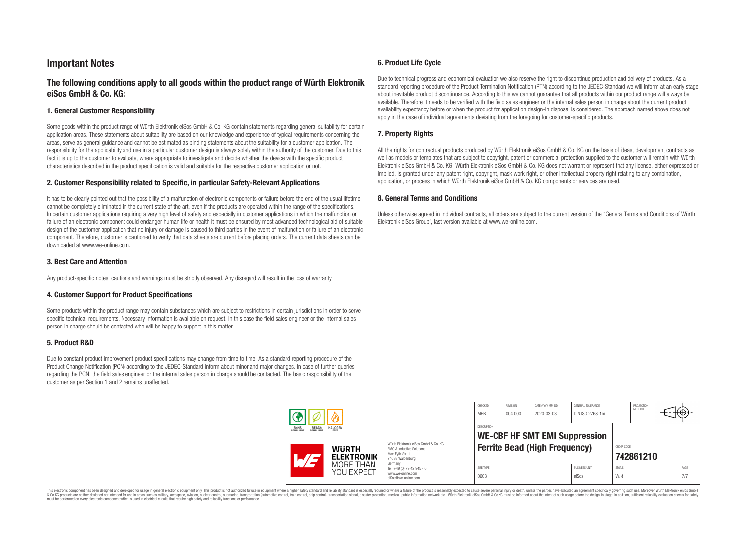# Important Notes

## The following conditions apply to all goods within the product range of Würth Elektronik eiSos GmbH & Co. KG:

### 1. General Customer Responsibility

Some goods within the product range of Würth Elektronik eiSos GmbH & Co. KG contain statements regarding general suitability for certain application areas. These statements about suitability are based on our knowledge and experience of typical requirements concerning the areas, serve as general guidance and cannot be estimated as binding statements about the suitability for a customer application. The responsibility for the applicability and use in a particular customer design is always solely within the authority of the customer. Due to this fact it is up to the customer to evaluate, where appropriate to investigate and decide whether the device with the specific product characteristics described in the product specification is valid and suitable for the respective customer application or not.

### 2. Customer Responsibility related to Specific, in particular Safety-Relevant Applications

It has to be clearly pointed out that the possibility of a malfunction of electronic components or failure before the end of the usual lifetime cannot be completely eliminated in the current state of the art, even if the products are operated within the range of the specifications. In certain customer applications requiring a very high level of safety and especially in customer applications in which the malfunction or failure of an electronic component could endanger human life or health it must be ensured by most advanced technological aid of suitable design of the customer application that no injury or damage is caused to third parties in the event of malfunction or failure of an electronic component. Therefore, customer is cautioned to verify that data sheets are current before placing orders. The current data sheets can be downloaded at www.we-online.com.

### 3. Best Care and Attention

Any product-specific notes, cautions and warnings must be strictly observed. Any disregard will result in the loss of warranty.

### 4. Customer Support for Product Specifications

Some products within the product range may contain substances which are subject to restrictions in certain jurisdictions in order to serve specific technical requirements. Necessary information is available on request. In this case the field sales engineer or the internal sales person in charge should be contacted who will be happy to support in this matter.

### 5. Product R&D

Due to constant product improvement product specifications may change from time to time. As a standard reporting procedure of the Product Change Notification (PCN) according to the JEDEC-Standard inform about minor and major changes. In case of further queries regarding the PCN, the field sales engineer or the internal sales person in charge should be contacted. The basic responsibility of the customer as per Section 1 and 2 remains unaffected.

### 6. Product Life Cycle

Due to technical progress and economical evaluation we also reserve the right to discontinue production and delivery of products. As a standard reporting procedure of the Product Termination Notification (PTN) according to the JEDEC-Standard we will inform at an early stage about inevitable product discontinuance. According to this we cannot guarantee that all products within our product range will always be available. Therefore it needs to be verified with the field sales engineer or the internal sales person in charge about the current product availability expectancy before or when the product for application design-in disposal is considered. The approach named above does not apply in the case of individual agreements deviating from the foregoing for customer-specific products.

### 7. Property Rights

All the rights for contractual products produced by Würth Elektronik eiSos GmbH & Co. KG on the basis of ideas, development contracts as well as models or templates that are subject to copyright, patent or commercial protection supplied to the customer will remain with Würth Elektronik eiSos GmbH & Co. KG. Würth Elektronik eiSos GmbH & Co. KG does not warrant or represent that any license, either expressed or implied, is granted under any patent right, copyright, mask work right, or other intellectual property right relating to any combination, application, or process in which Würth Elektronik eiSos GmbH & Co. KG components or services are used.

### 8. General Terms and Conditions

Unless otherwise agreed in individual contracts, all orders are subject to the current version of the "General Terms and Conditions of Würth Elektronik eiSos Group", last version available at www.we-online.com.

| | | | | | |
|---|---|---|---|---|---|
| CHECKED MHB | REVISION 004.000 | DATE (YYYY-MM-DD) 2020-03-03 | GENERAL TOLERANCE DIN ISO 2768-1m | PROJECTION METHOD | |
| DESCRIPTION **WE-CBF HF SMT EMI Suppression Ferrite Bead (High Frequency)** | | | | ORDER CODE **742861210** | |
| SIZE/TYPE 0603 | | | BUSINESS UNIT eiSos | STATUS Valid | PAGE 7/7 |

RoHS COMPLIANT · REACh COMPLIANT · HALOGEN FREE

WÜRTH ELEKTRONIK MORE THAN YOU EXPECT

Würth Elektronik eiSos GmbH & Co. KG
EMC & Inductive Solutions
Max-Eyth-Str. 1
74638 Waldenburg
Germany
Tel. +49 (0) 79 42 945 - 0
www.we-online.com
eiSos@we-online.com

This electronic component has been designed and developed for usage in general electronic equipment only. This product is not authorized for use in equipment where a higher safety standard and reliability standard is especially required or where a failure of the product is reasonably expected to cause severe personal injury or death, unless the parties have executed an agreement specifically governing such use. Moreover Würth Elektronik eiSos GmbH & Co KG products are neither designed nor intended for use in areas such as military, aerospace, aviation, nuclear control, submarine, transportation (automotive control, train control, ship control), transportation signal, disaster prevention, medical, public information network etc.. Würth Elektronik eiSos GmbH & Co KG must be informed about the intent of such usage before the design-in stage. In addition, sufficient reliability evaluation checks for safety must be performed on every electronic component which is used in electrical circuits that require high safety and reliability functions or performance.